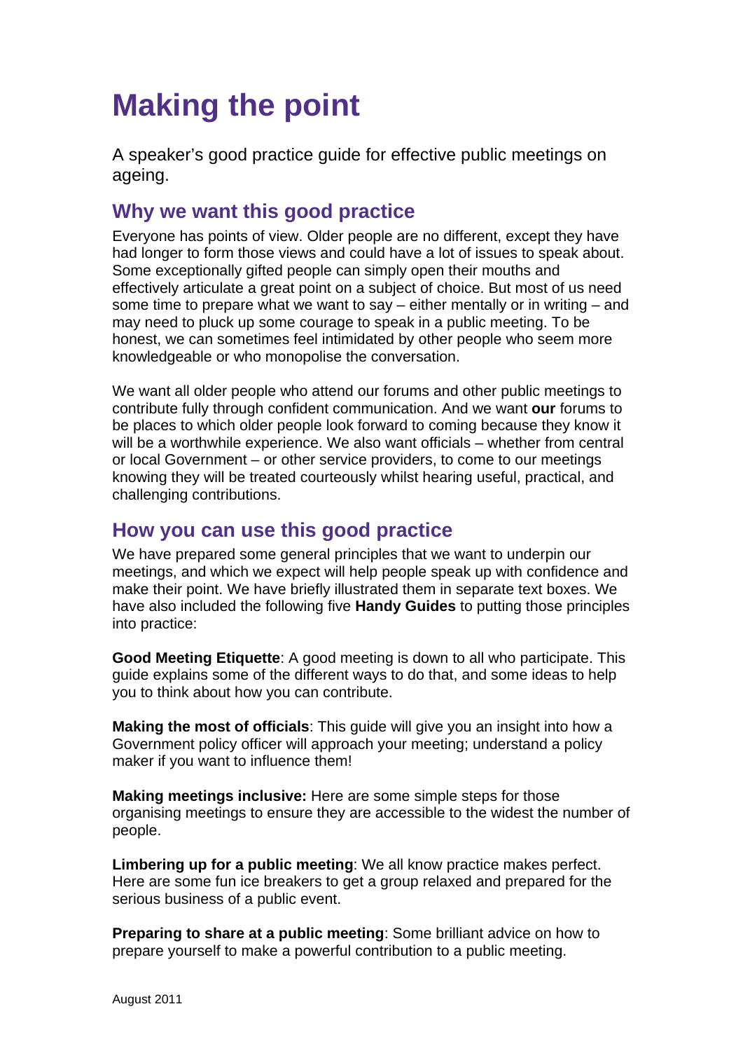# Making the point

A speaker's good practice guide for effective public meetings on ageing.

## Why we want this good practice

Everyone has points of view. Older people are no different, except they have had longer to form those views and could have a lot of issues to speak about. Some exceptionally gifted people can simply open their mouths and effectively articulate a great point on a subject of choice. But most of us need some time to prepare what we want to say – either mentally or in writing – and may need to pluck up some courage to speak in a public meeting. To be honest, we can sometimes feel intimidated by other people who seem more knowledgeable or who monopolise the conversation.

We want all older people who attend our forums and other public meetings to contribute fully through confident communication. And we want **our** forums to be places to which older people look forward to coming because they know it will be a worthwhile experience. We also want officials – whether from central or local Government – or other service providers, to come to our meetings knowing they will be treated courteously whilst hearing useful, practical, and challenging contributions.

## How you can use this good practice

We have prepared some general principles that we want to underpin our meetings, and which we expect will help people speak up with confidence and make their point. We have briefly illustrated them in separate text boxes. We have also included the following five **Handy Guides** to putting those principles into practice:

**Good Meeting Etiquette**: A good meeting is down to all who participate. This guide explains some of the different ways to do that, and some ideas to help you to think about how you can contribute.

**Making the most of officials**: This guide will give you an insight into how a Government policy officer will approach your meeting; understand a policy maker if you want to influence them!

**Making meetings inclusive:** Here are some simple steps for those organising meetings to ensure they are accessible to the widest the number of people.

**Limbering up for a public meeting**: We all know practice makes perfect. Here are some fun ice breakers to get a group relaxed and prepared for the serious business of a public event.

**Preparing to share at a public meeting**: Some brilliant advice on how to prepare yourself to make a powerful contribution to a public meeting.

August 2011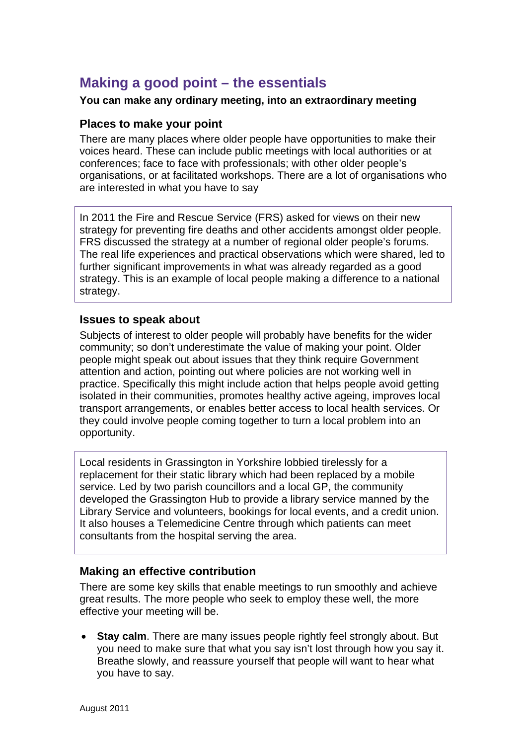## Making a good point – the essentials

**You can make any ordinary meeting, into an extraordinary meeting**

### Places to make your point

There are many places where older people have opportunities to make their voices heard. These can include public meetings with local authorities or at conferences; face to face with professionals; with other older people's organisations, or at facilitated workshops. There are a lot of organisations who are interested in what you have to say

> In 2011 the Fire and Rescue Service (FRS) asked for views on their new strategy for preventing fire deaths and other accidents amongst older people. FRS discussed the strategy at a number of regional older people's forums. The real life experiences and practical observations which were shared, led to further significant improvements in what was already regarded as a good strategy. This is an example of local people making a difference to a national strategy.

### Issues to speak about

Subjects of interest to older people will probably have benefits for the wider community; so don't underestimate the value of making your point. Older people might speak out about issues that they think require Government attention and action, pointing out where policies are not working well in practice. Specifically this might include action that helps people avoid getting isolated in their communities, promotes healthy active ageing, improves local transport arrangements, or enables better access to local health services. Or they could involve people coming together to turn a local problem into an opportunity.

> Local residents in Grassington in Yorkshire lobbied tirelessly for a replacement for their static library which had been replaced by a mobile service. Led by two parish councillors and a local GP, the community developed the Grassington Hub to provide a library service manned by the Library Service and volunteers, bookings for local events, and a credit union. It also houses a Telemedicine Centre through which patients can meet consultants from the hospital serving the area.

### Making an effective contribution

There are some key skills that enable meetings to run smoothly and achieve great results. The more people who seek to employ these well, the more effective your meeting will be.

- **Stay calm**. There are many issues people rightly feel strongly about. But you need to make sure that what you say isn't lost through how you say it. Breathe slowly, and reassure yourself that people will want to hear what you have to say.

August 2011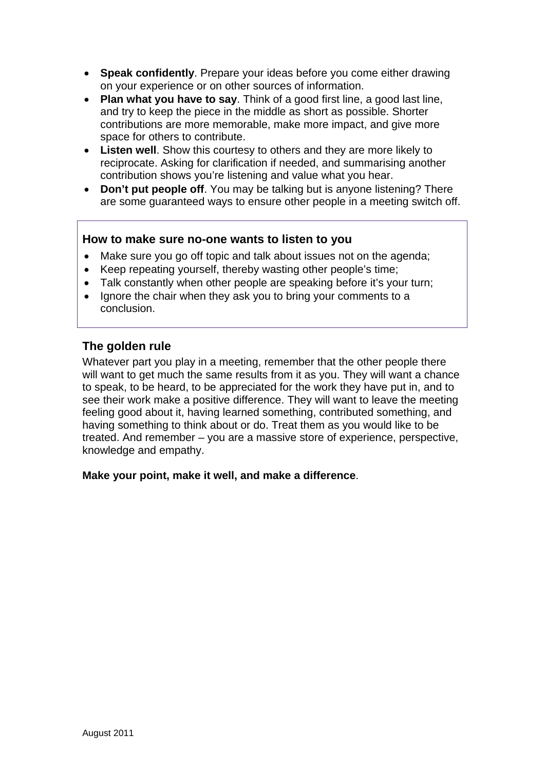- **Speak confidently**. Prepare your ideas before you come either drawing on your experience or on other sources of information.
- **Plan what you have to say**. Think of a good first line, a good last line, and try to keep the piece in the middle as short as possible. Shorter contributions are more memorable, make more impact, and give more space for others to contribute.
- **Listen well**. Show this courtesy to others and they are more likely to reciprocate. Asking for clarification if needed, and summarising another contribution shows you're listening and value what you hear.
- **Don't put people off**. You may be talking but is anyone listening? There are some guaranteed ways to ensure other people in a meeting switch off.

### How to make sure no-one wants to listen to you

- Make sure you go off topic and talk about issues not on the agenda;
- Keep repeating yourself, thereby wasting other people's time;
- Talk constantly when other people are speaking before it's your turn;
- Ignore the chair when they ask you to bring your comments to a conclusion.

### The golden rule

Whatever part you play in a meeting, remember that the other people there will want to get much the same results from it as you. They will want a chance to speak, to be heard, to be appreciated for the work they have put in, and to see their work make a positive difference. They will want to leave the meeting feeling good about it, having learned something, contributed something, and having something to think about or do. Treat them as you would like to be treated. And remember – you are a massive store of experience, perspective, knowledge and empathy.

**Make your point, make it well, and make a difference**.

August 2011